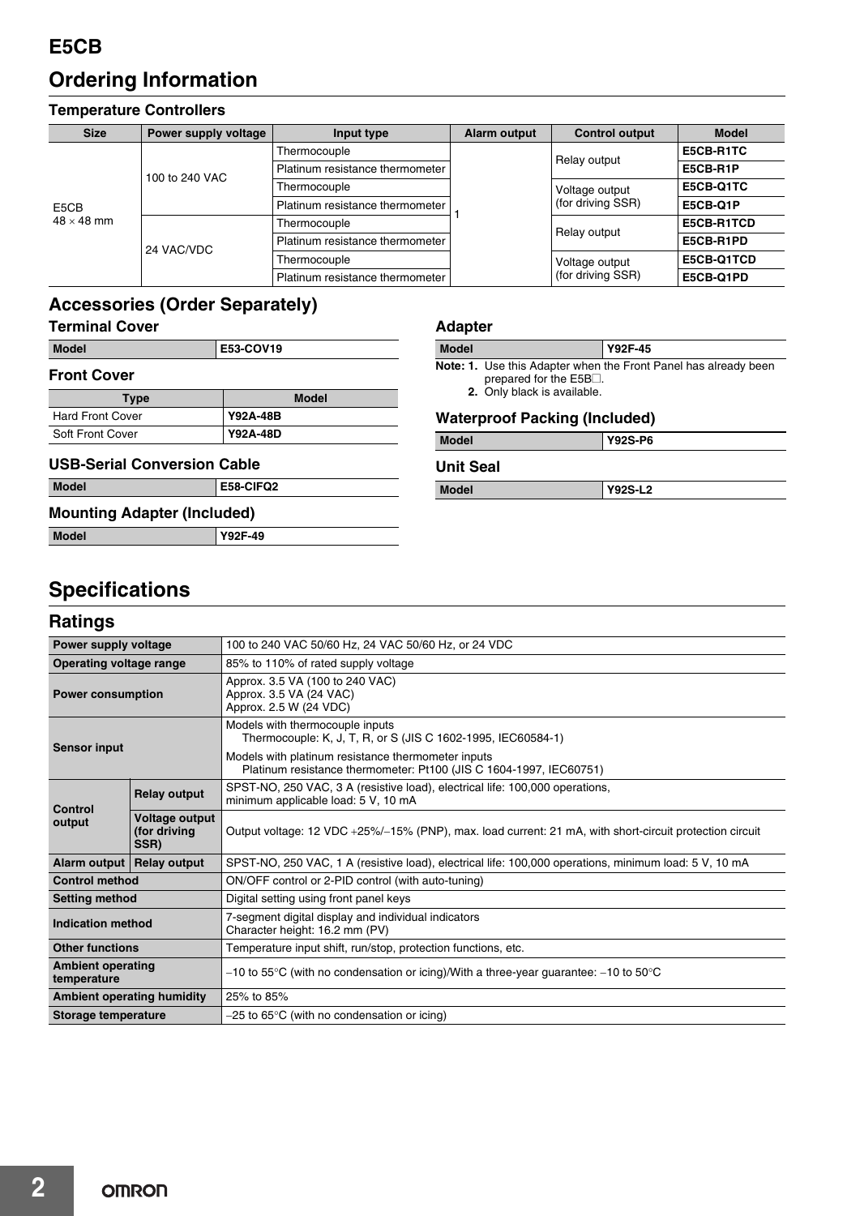# E5CB

## Ordering Information

### Temperature Controllers

| Size | Power supply voltage | Input type | Alarm output | Control output | Model |
|---|---|---|---|---|---|
| E5CB 48 × 48 mm | 100 to 240 VAC | Thermocouple | 1 | Relay output | E5CB-R1TC |
| | | Platinum resistance thermometer | | | E5CB-R1P |
| | | Thermocouple | | Voltage output (for driving SSR) | E5CB-Q1TC |
| | | Platinum resistance thermometer | | | E5CB-Q1P |
| | 24 VAC/VDC | Thermocouple | | Relay output | E5CB-R1TCD |
| | | Platinum resistance thermometer | | | E5CB-R1PD |
| | | Thermocouple | | Voltage output (for driving SSR) | E5CB-Q1TCD |
| | | Platinum resistance thermometer | | | E5CB-Q1PD |

## Accessories (Order Separately)

### Terminal Cover

| Model | E53-COV19 |
|---|---|

### Front Cover

| Type | Model |
|---|---|
| Hard Front Cover | Y92A-48B |
| Soft Front Cover | Y92A-48D |

### USB-Serial Conversion Cable

| Model | E58-CIFQ2 |
|---|---|

### Mounting Adapter (Included)

| Model | Y92F-49 |
|---|---|

### Adapter

| Model | Y92F-45 |
|---|---|

**Note: 1.** Use this Adapter when the Front Panel has already been prepared for the E5B□.
**2.** Only black is available.

### Waterproof Packing (Included)

| Model | Y92S-P6 |
|---|---|

### Unit Seal

| Model | Y92S-L2 |
|---|---|

## Specifications

### Ratings

| | | |
|---|---|---|
| Power supply voltage | | 100 to 240 VAC 50/60 Hz, 24 VAC 50/60 Hz, or 24 VDC |
| Operating voltage range | | 85% to 110% of rated supply voltage |
| Power consumption | | Approx. 3.5 VA (100 to 240 VAC)<br>Approx. 3.5 VA (24 VAC)<br>Approx. 2.5 W (24 VDC) |
| Sensor input | | Models with thermocouple inputs<br>Thermocouple: K, J, T, R, or S (JIS C 1602-1995, IEC60584-1)<br>Models with platinum resistance thermometer inputs<br>Platinum resistance thermometer: Pt100 (JIS C 1604-1997, IEC60751) |
| Control output | Relay output | SPST-NO, 250 VAC, 3 A (resistive load), electrical life: 100,000 operations, minimum applicable load: 5 V, 10 mA |
| | Voltage output (for driving SSR) | Output voltage: 12 VDC +25%/−15% (PNP), max. load current: 21 mA, with short-circuit protection circuit |
| Alarm output | Relay output | SPST-NO, 250 VAC, 1 A (resistive load), electrical life: 100,000 operations, minimum load: 5 V, 10 mA |
| Control method | | ON/OFF control or 2-PID control (with auto-tuning) |
| Setting method | | Digital setting using front panel keys |
| Indication method | | 7-segment digital display and individual indicators<br>Character height: 16.2 mm (PV) |
| Other functions | | Temperature input shift, run/stop, protection functions, etc. |
| Ambient operating temperature | | −10 to 55°C (with no condensation or icing)/With a three-year guarantee: −10 to 50°C |
| Ambient operating humidity | | 25% to 85% |
| Storage temperature | | −25 to 65°C (with no condensation or icing) |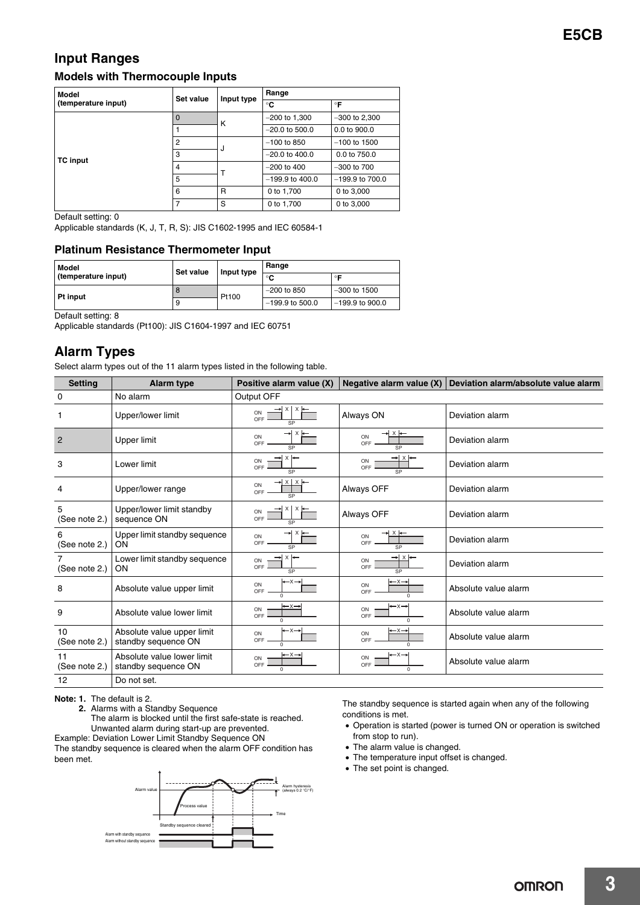## Input Ranges

### Models with Thermocouple Inputs

| Model (temperature input) | Set value | Input type | Range | |
|---|---|---|---|---|
| | | | °C | °F |
| TC input | 0 | K | −200 to 1,300 | −300 to 2,300 |
| | 1 | | −20.0 to 500.0 | 0.0 to 900.0 |
| | 2 | J | −100 to 850 | −100 to 1500 |
| | 3 | | −20.0 to 400.0 | 0.0 to 750.0 |
| | 4 | T | −200 to 400 | −300 to 700 |
| | 5 | | −199.9 to 400.0 | −199.9 to 700.0 |
| | 6 | R | 0 to 1,700 | 0 to 3,000 |
| | 7 | S | 0 to 1,700 | 0 to 3,000 |

Default setting: 0

Applicable standards (K, J, T, R, S): JIS C1602-1995 and IEC 60584-1

### Platinum Resistance Thermometer Input

| Model (temperature input) | Set value | Input type | Range | |
|---|---|---|---|---|
| | | | °C | °F |
| Pt input | 8 | Pt100 | −200 to 850 | −300 to 1500 |
| | 9 | | −199.9 to 500.0 | −199.9 to 900.0 |

Default setting: 8

Applicable standards (Pt100): JIS C1604-1997 and IEC 60751

## Alarm Types

Select alarm types out of the 11 alarm types listed in the following table.

| Setting | Alarm type | Positive alarm value (X) | Negative alarm value (X) | Deviation alarm/absolute value alarm |
|---|---|---|---|---|
| 0 | No alarm | Output OFF | | |
| 1 | Upper/lower limit | | Always ON | Deviation alarm |
| 2 | Upper limit | | | Deviation alarm |
| 3 | Lower limit | | | Deviation alarm |
| 4 | Upper/lower range | | Always OFF | Deviation alarm |
| 5 (See note 2.) | Upper/lower limit standby sequence ON | | Always OFF | Deviation alarm |
| 6 (See note 2.) | Upper limit standby sequence ON | | | Deviation alarm |
| 7 (See note 2.) | Lower limit standby sequence ON | | | Deviation alarm |
| 8 | Absolute value upper limit | | | Absolute value alarm |
| 9 | Absolute value lower limit | | | Absolute value alarm |
| 10 (See note 2.) | Absolute value upper limit standby sequence ON | | | Absolute value alarm |
| 11 (See note 2.) | Absolute value lower limit standby sequence ON | | | Absolute value alarm |
| 12 | Do not set. | | | |

**Note: 1.** The default is 2.

**2.** Alarms with a Standby Sequence

The alarm is blocked until the first safe-state is reached. Unwanted alarm during start-up are prevented.

Example: Deviation Lower Limit Standby Sequence ON

The standby sequence is cleared when the alarm OFF condition has been met.

The standby sequence is started again when any of the following conditions is met.

- Operation is started (power is turned ON or operation is switched from stop to run).
- The alarm value is changed.
- The temperature input offset is changed.
- The set point is changed.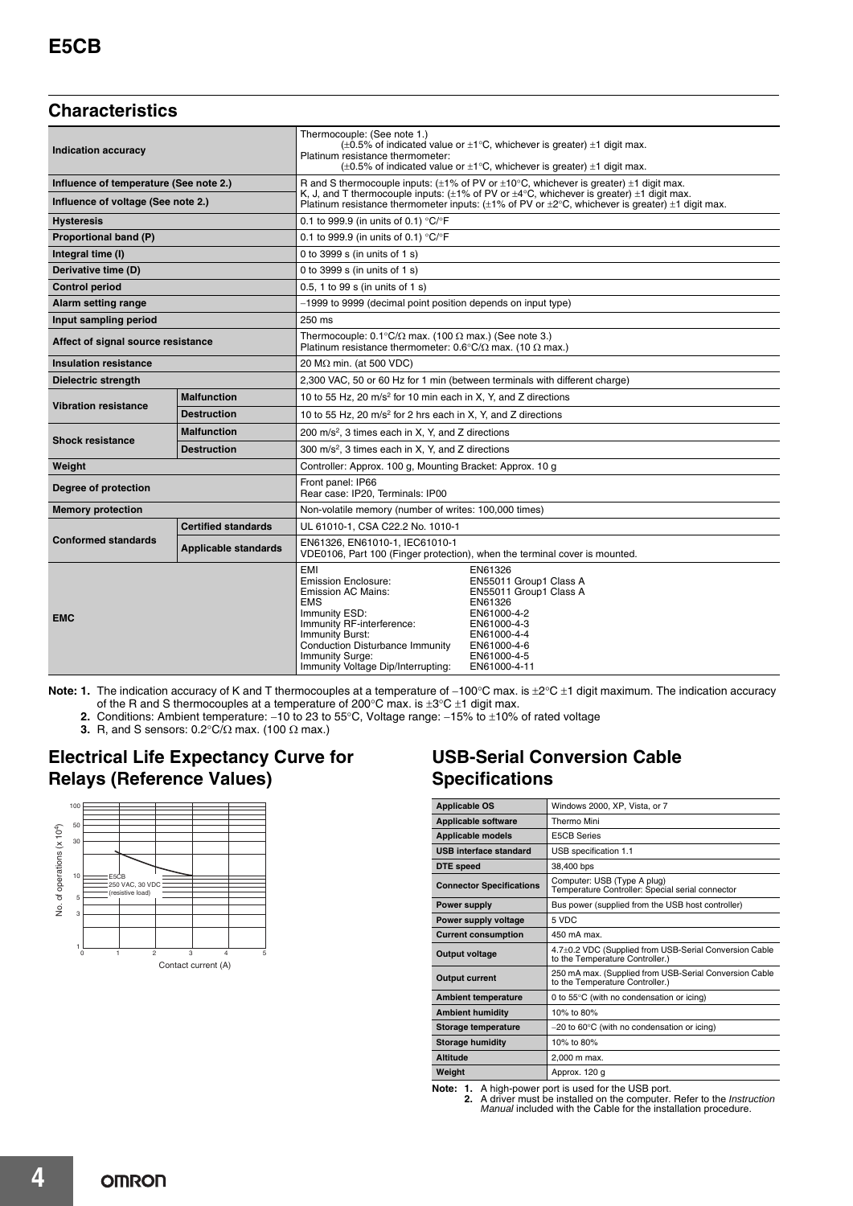## Characteristics

| | | |
|---|---|---|
| **Indication accuracy** | | Thermocouple: (See note 1.)<br>(±0.5% of indicated value or ±1°C, whichever is greater) ±1 digit max.<br>Platinum resistance thermometer:<br>(±0.5% of indicated value or ±1°C, whichever is greater) ±1 digit max. |
| **Influence of temperature (See note 2.)** | | R and S thermocouple inputs: (±1% of PV or ±10°C, whichever is greater) ±1 digit max.<br>K, J, and T thermocouple inputs: (±1% of PV or ±4°C, whichever is greater) ±1 digit max.<br>Platinum resistance thermometer inputs: (±1% of PV or ±2°C, whichever is greater) ±1 digit max. |
| **Influence of voltage (See note 2.)** | | |
| **Hysteresis** | | 0.1 to 999.9 (in units of 0.1) °C/°F |
| **Proportional band (P)** | | 0.1 to 999.9 (in units of 0.1) °C/°F |
| **Integral time (I)** | | 0 to 3999 s (in units of 1 s) |
| **Derivative time (D)** | | 0 to 3999 s (in units of 1 s) |
| **Control period** | | 0.5, 1 to 99 s (in units of 1 s) |
| **Alarm setting range** | | −1999 to 9999 (decimal point position depends on input type) |
| **Input sampling period** | | 250 ms |
| **Affect of signal source resistance** | | Thermocouple: 0.1°C/Ω max. (100 Ω max.) (See note 3.)<br>Platinum resistance thermometer: 0.6°C/Ω max. (10 Ω max.) |
| **Insulation resistance** | | 20 MΩ min. (at 500 VDC) |
| **Dielectric strength** | | 2,300 VAC, 50 or 60 Hz for 1 min (between terminals with different charge) |
| **Vibration resistance** | **Malfunction** | 10 to 55 Hz, 20 m/s² for 10 min each in X, Y, and Z directions |
| | **Destruction** | 10 to 55 Hz, 20 m/s² for 2 hrs each in X, Y, and Z directions |
| **Shock resistance** | **Malfunction** | 200 m/s², 3 times each in X, Y, and Z directions |
| | **Destruction** | 300 m/s², 3 times each in X, Y, and Z directions |
| **Weight** | | Controller: Approx. 100 g, Mounting Bracket: Approx. 10 g |
| **Degree of protection** | | Front panel: IP66<br>Rear case: IP20, Terminals: IP00 |
| **Memory protection** | | Non-volatile memory (number of writes: 100,000 times) |
| **Conformed standards** | **Certified standards** | UL 61010-1, CSA C22.2 No. 1010-1 |
| | **Applicable standards** | EN61326, EN61010-1, IEC61010-1<br>VDE0106, Part 100 (Finger protection), when the terminal cover is mounted. |
| **EMC** | | EMI: EN61326<br>Emission Enclosure: EN55011 Group1 Class A<br>Emission AC Mains: EN55011 Group1 Class A<br>EMS: EN61326<br>Immunity ESD: EN61000-4-2<br>Immunity RF-interference: EN61000-4-3<br>Immunity Burst: EN61000-4-4<br>Conduction Disturbance Immunity: EN61000-4-6<br>Immunity Surge: EN61000-4-5<br>Immunity Voltage Dip/Interrupting: EN61000-4-11 |

**Note: 1.** The indication accuracy of K and T thermocouples at a temperature of −100°C max. is ±2°C ±1 digit maximum. The indication accuracy of the R and S thermocouples at a temperature of 200°C max. is ±3°C ±1 digit max.

**2.** Conditions: Ambient temperature: −10 to 23 to 55°C, Voltage range: −15% to ±10% of rated voltage

**3.** R, and S sensors: 0.2°C/Ω max. (100 Ω max.)

## Electrical Life Expectancy Curve for Relays (Reference Values)

E5CB
250 VAC, 30 VDC
(resistive load)

No. of operations (x $10^4$)

Contact current (A)

## USB-Serial Conversion Cable Specifications

| | |
|---|---|
| **Applicable OS** | Windows 2000, XP, Vista, or 7 |
| **Applicable software** | Thermo Mini |
| **Applicable models** | E5CB Series |
| **USB interface standard** | USB specification 1.1 |
| **DTE speed** | 38,400 bps |
| **Connector Specifications** | Computer: USB (Type A plug)<br>Temperature Controller: Special serial connector |
| **Power supply** | Bus power (supplied from the USB host controller) |
| **Power supply voltage** | 5 VDC |
| **Current consumption** | 450 mA max. |
| **Output voltage** | 4.7±0.2 VDC (Supplied from USB-Serial Conversion Cable to the Temperature Controller.) |
| **Output current** | 250 mA max. (Supplied from USB-Serial Conversion Cable to the Temperature Controller.) |
| **Ambient temperature** | 0 to 55°C (with no condensation or icing) |
| **Ambient humidity** | 10% to 80% |
| **Storage temperature** | −20 to 60°C (with no condensation or icing) |
| **Storage humidity** | 10% to 80% |
| **Altitude** | 2,000 m max. |
| **Weight** | Approx. 120 g |

**Note: 1.** A high-power port is used for the USB port.

**2.** A driver must be installed on the computer. Refer to the *Instruction Manual* included with the Cable for the installation procedure.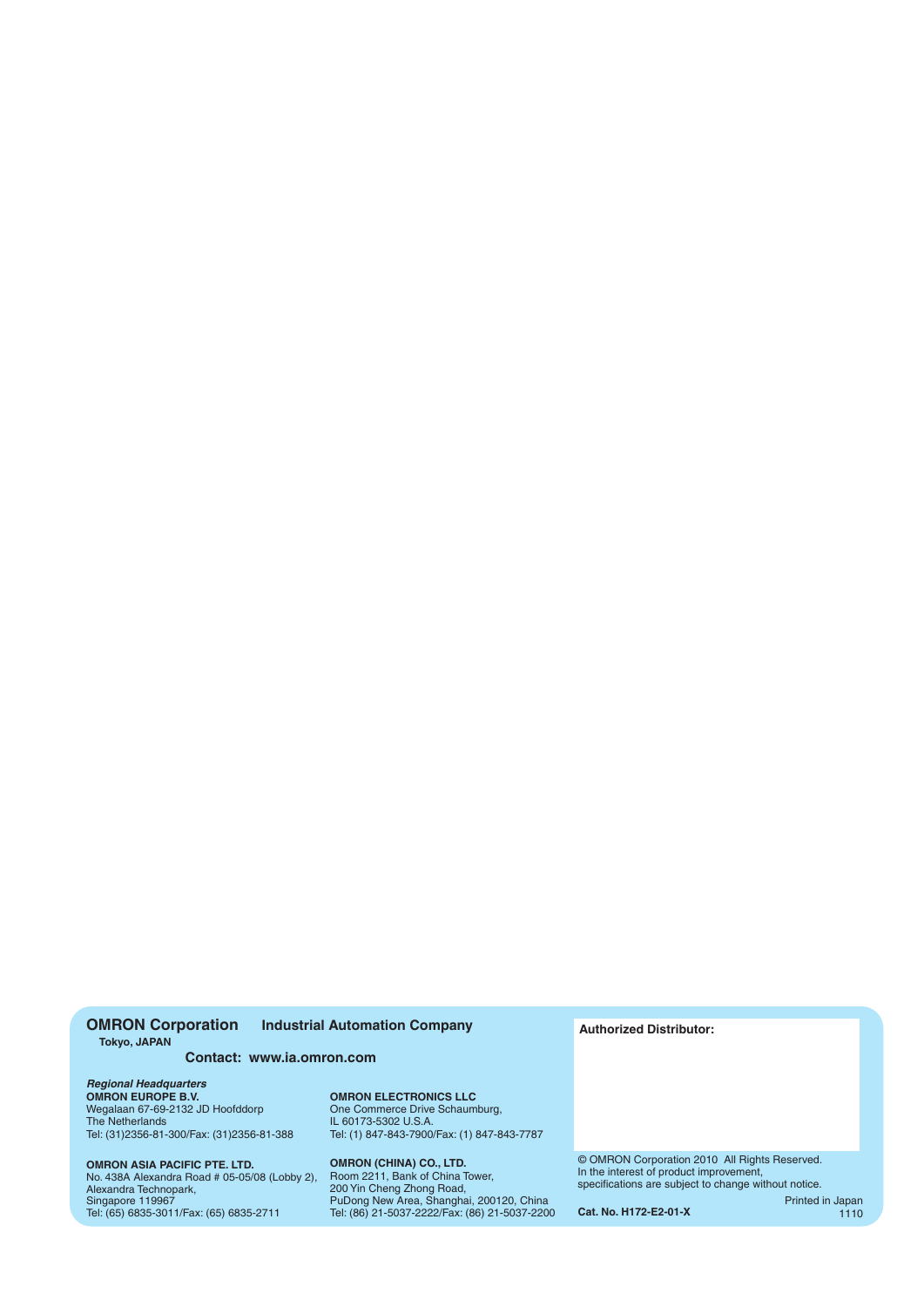**OMRON Corporation** **Industrial Automation Company**

**Tokyo, JAPAN**

**Contact: www.ia.omron.com**

***Regional Headquarters***

**OMRON EUROPE B.V.**
Wegalaan 67-69-2132 JD Hoofddorp
The Netherlands
Tel: (31)2356-81-300/Fax: (31)2356-81-388

**OMRON ASIA PACIFIC PTE. LTD.**
No. 438A Alexandra Road # 05-05/08 (Lobby 2),
Alexandra Technopark,
Singapore 119967
Tel: (65) 6835-3011/Fax: (65) 6835-2711

**OMRON ELECTRONICS LLC**
One Commerce Drive Schaumburg,
IL 60173-5302 U.S.A.
Tel: (1) 847-843-7900/Fax: (1) 847-843-7787

**OMRON (CHINA) CO., LTD.**
Room 2211, Bank of China Tower,
200 Yin Cheng Zhong Road,
PuDong New Area, Shanghai, 200120, China
Tel: (86) 21-5037-2222/Fax: (86) 21-5037-2200

**Authorized Distributor:**

© OMRON Corporation 2010 All Rights Reserved.
In the interest of product improvement,
specifications are subject to change without notice.

**Cat. No. H172-E2-01-X**

Printed in Japan
1110